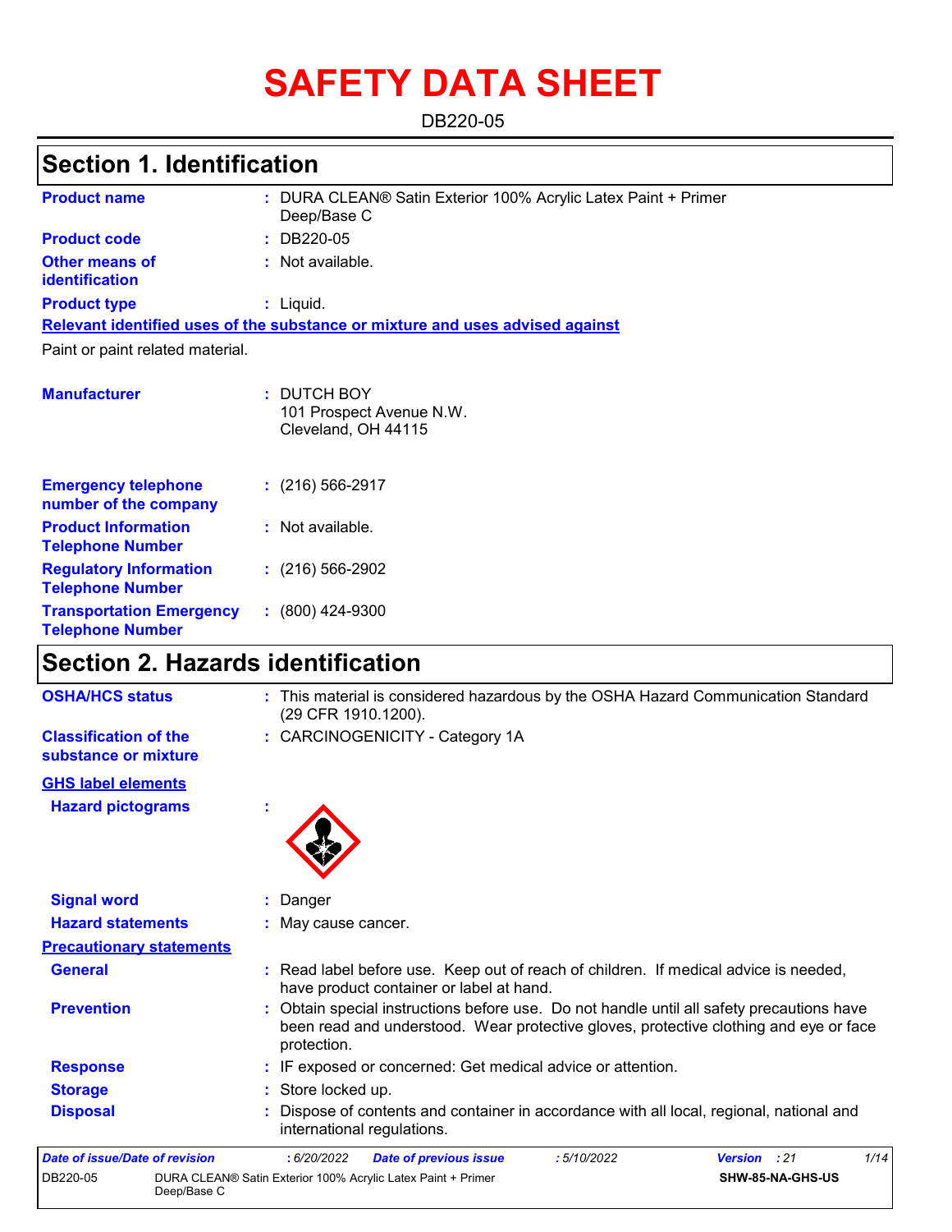# SAFETY DATA SHEET

DB220-05

## Section 1. Identification

**Product name** : DURA CLEAN® Satin Exterior 100% Acrylic Latex Paint + Primer Deep/Base C

**Product code** : DB220-05

**Other means of identification** : Not available.

**Product type** : Liquid.

**Relevant identified uses of the substance or mixture and uses advised against**

Paint or paint related material.

**Manufacturer** : DUTCH BOY
101 Prospect Avenue N.W.
Cleveland, OH 44115

**Emergency telephone number of the company** : (216) 566-2917

**Product Information Telephone Number** : Not available.

**Regulatory Information Telephone Number** : (216) 566-2902

**Transportation Emergency Telephone Number** : (800) 424-9300

## Section 2. Hazards identification

**OSHA/HCS status** : This material is considered hazardous by the OSHA Hazard Communication Standard (29 CFR 1910.1200).

**Classification of the substance or mixture** : CARCINOGENICITY - Category 1A

**GHS label elements**

**Hazard pictograms** :

**Signal word** : Danger

**Hazard statements** : May cause cancer.

**Precautionary statements**

**General** : Read label before use. Keep out of reach of children. If medical advice is needed, have product container or label at hand.

**Prevention** : Obtain special instructions before use. Do not handle until all safety precautions have been read and understood. Wear protective gloves, protective clothing and eye or face protection.

**Response** : IF exposed or concerned: Get medical advice or attention.

**Storage** : Store locked up.

**Disposal** : Dispose of contents and container in accordance with all local, regional, national and international regulations.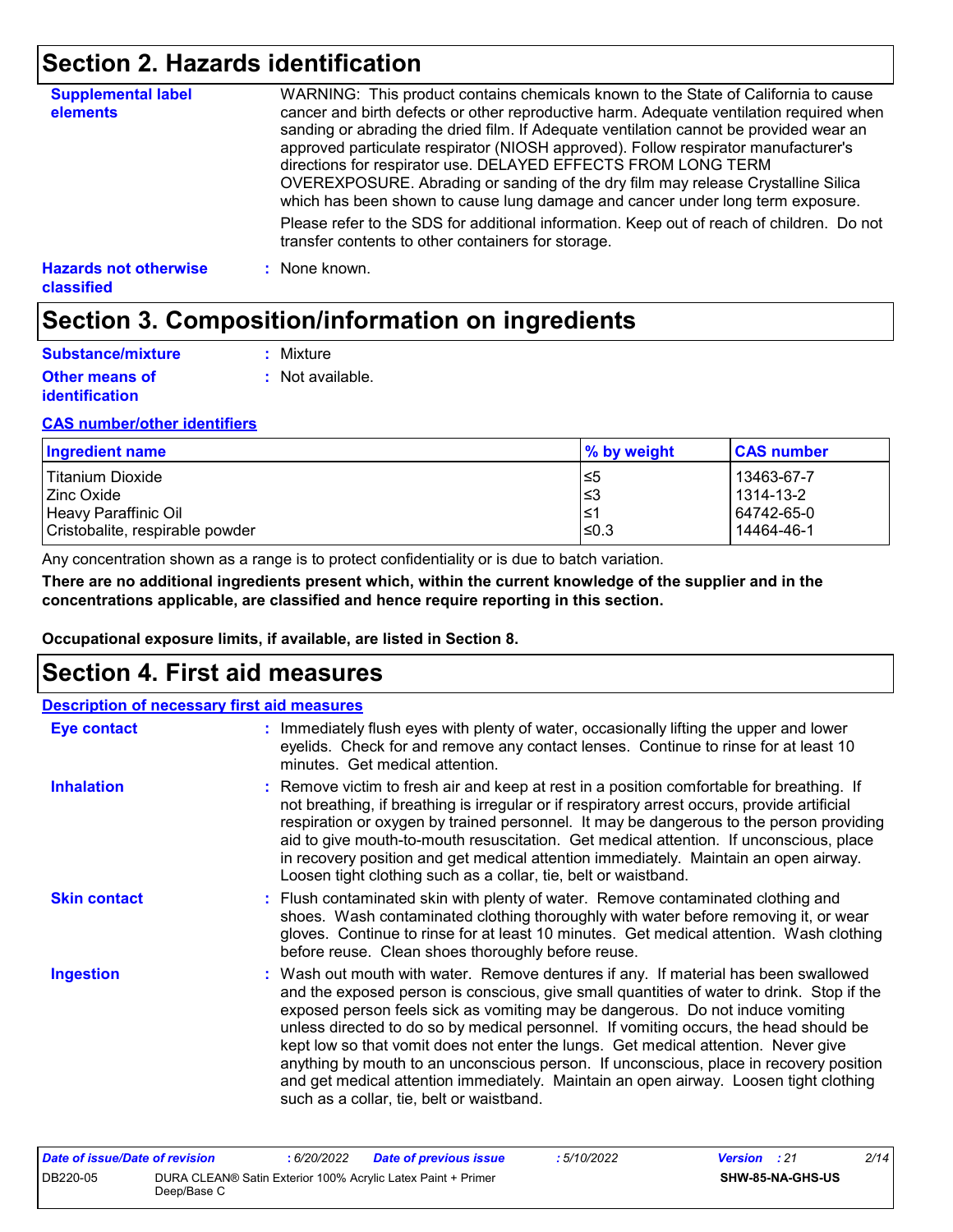## Section 2. Hazards identification

**Supplemental label elements**

WARNING: This product contains chemicals known to the State of California to cause cancer and birth defects or other reproductive harm. Adequate ventilation required when sanding or abrading the dried film. If Adequate ventilation cannot be provided wear an approved particulate respirator (NIOSH approved). Follow respirator manufacturer's directions for respirator use. DELAYED EFFECTS FROM LONG TERM OVEREXPOSURE. Abrading or sanding of the dry film may release Crystalline Silica which has been shown to cause lung damage and cancer under long term exposure.

Please refer to the SDS for additional information. Keep out of reach of children. Do not transfer contents to other containers for storage.

**Hazards not otherwise classified** : None known.

## Section 3. Composition/information on ingredients

**Substance/mixture** : Mixture

**Other means of identification** : Not available.

**CAS number/other identifiers**

| Ingredient name | % by weight | CAS number |
|---|---|---|
| Titanium Dioxide | ≤5 | 13463-67-7 |
| Zinc Oxide | ≤3 | 1314-13-2 |
| Heavy Paraffinic Oil | ≤1 | 64742-65-0 |
| Cristobalite, respirable powder | ≤0.3 | 14464-46-1 |

Any concentration shown as a range is to protect confidentiality or is due to batch variation.

**There are no additional ingredients present which, within the current knowledge of the supplier and in the concentrations applicable, are classified and hence require reporting in this section.**

**Occupational exposure limits, if available, are listed in Section 8.**

## Section 4. First aid measures

**Description of necessary first aid measures**

**Eye contact** : Immediately flush eyes with plenty of water, occasionally lifting the upper and lower eyelids. Check for and remove any contact lenses. Continue to rinse for at least 10 minutes. Get medical attention.

**Inhalation** : Remove victim to fresh air and keep at rest in a position comfortable for breathing. If not breathing, if breathing is irregular or if respiratory arrest occurs, provide artificial respiration or oxygen by trained personnel. It may be dangerous to the person providing aid to give mouth-to-mouth resuscitation. Get medical attention. If unconscious, place in recovery position and get medical attention immediately. Maintain an open airway. Loosen tight clothing such as a collar, tie, belt or waistband.

**Skin contact** : Flush contaminated skin with plenty of water. Remove contaminated clothing and shoes. Wash contaminated clothing thoroughly with water before removing it, or wear gloves. Continue to rinse for at least 10 minutes. Get medical attention. Wash clothing before reuse. Clean shoes thoroughly before reuse.

**Ingestion** : Wash out mouth with water. Remove dentures if any. If material has been swallowed and the exposed person is conscious, give small quantities of water to drink. Stop if the exposed person feels sick as vomiting may be dangerous. Do not induce vomiting unless directed to do so by medical personnel. If vomiting occurs, the head should be kept low so that vomit does not enter the lungs. Get medical attention. Never give anything by mouth to an unconscious person. If unconscious, place in recovery position and get medical attention immediately. Maintain an open airway. Loosen tight clothing such as a collar, tie, belt or waistband.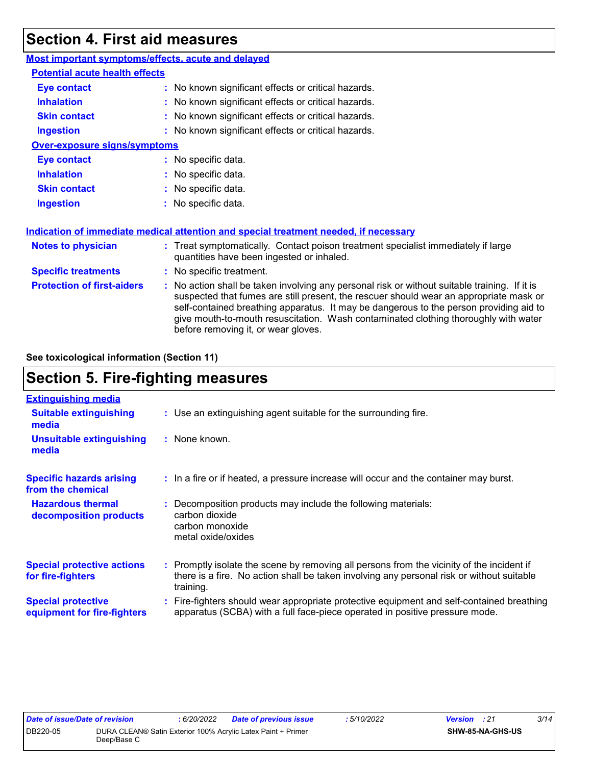# Section 4. First aid measures

## Most important symptoms/effects, acute and delayed

### Potential acute health effects

| | |
|---|---|
| **Eye contact** | : No known significant effects or critical hazards. |
| **Inhalation** | : No known significant effects or critical hazards. |
| **Skin contact** | : No known significant effects or critical hazards. |
| **Ingestion** | : No known significant effects or critical hazards. |

### Over-exposure signs/symptoms

| | |
|---|---|
| **Eye contact** | : No specific data. |
| **Inhalation** | : No specific data. |
| **Skin contact** | : No specific data. |
| **Ingestion** | : No specific data. |

## Indication of immediate medical attention and special treatment needed, if necessary

| | |
|---|---|
| **Notes to physician** | : Treat symptomatically. Contact poison treatment specialist immediately if large quantities have been ingested or inhaled. |
| **Specific treatments** | : No specific treatment. |
| **Protection of first-aiders** | : No action shall be taken involving any personal risk or without suitable training. If it is suspected that fumes are still present, the rescuer should wear an appropriate mask or self-contained breathing apparatus. It may be dangerous to the person providing aid to give mouth-to-mouth resuscitation. Wash contaminated clothing thoroughly with water before removing it, or wear gloves. |

**See toxicological information (Section 11)**

# Section 5. Fire-fighting measures

## Extinguishing media

| | |
|---|---|
| **Suitable extinguishing media** | : Use an extinguishing agent suitable for the surrounding fire. |
| **Unsuitable extinguishing media** | : None known. |

| | |
|---|---|
| **Specific hazards arising from the chemical** | : In a fire or if heated, a pressure increase will occur and the container may burst. |
| **Hazardous thermal decomposition products** | : Decomposition products may include the following materials:<br>carbon dioxide<br>carbon monoxide<br>metal oxide/oxides |
| **Special protective actions for fire-fighters** | : Promptly isolate the scene by removing all persons from the vicinity of the incident if there is a fire. No action shall be taken involving any personal risk or without suitable training. |
| **Special protective equipment for fire-fighters** | : Fire-fighters should wear appropriate protective equipment and self-contained breathing apparatus (SCBA) with a full face-piece operated in positive pressure mode. |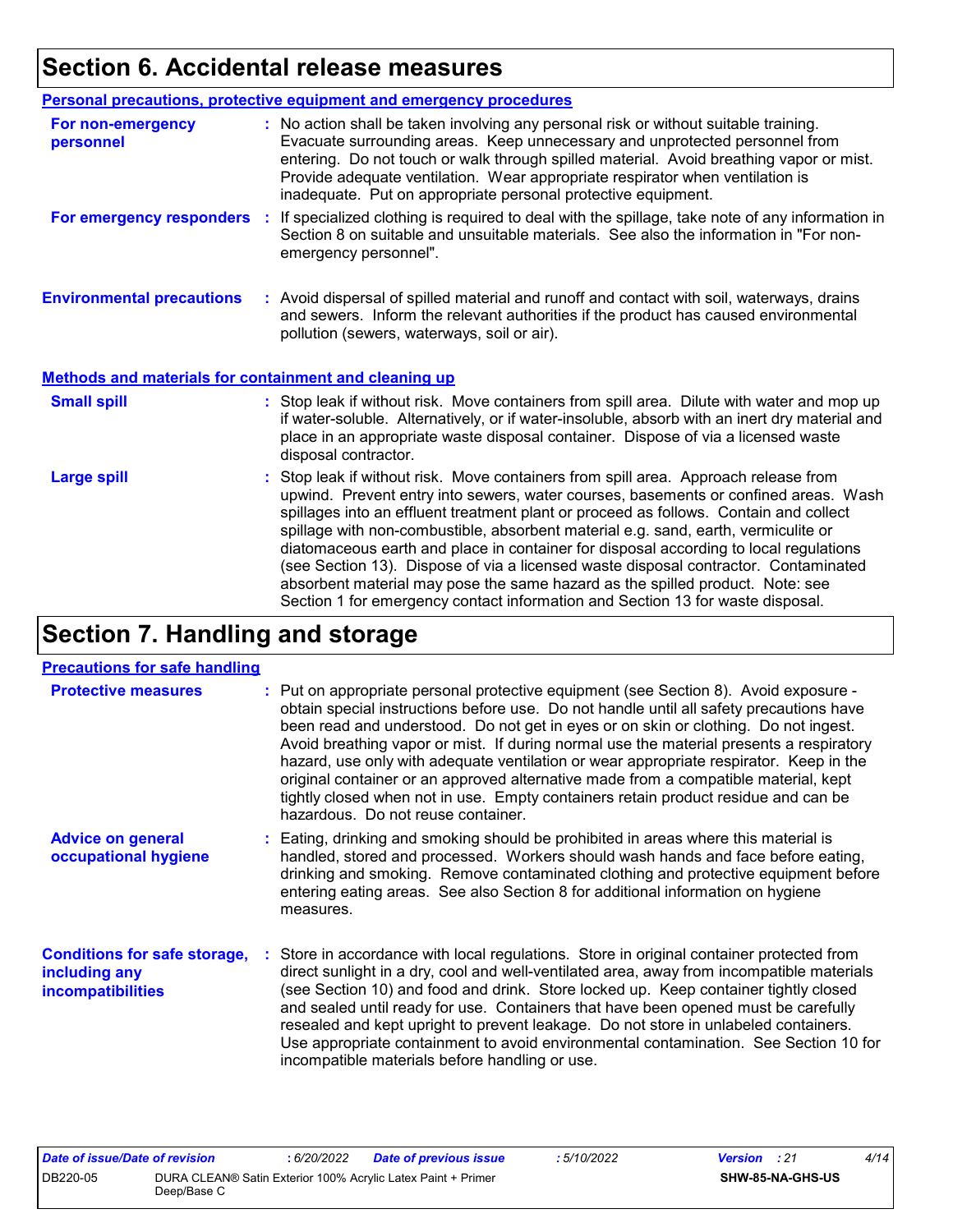# Section 6. Accidental release measures

## Personal precautions, protective equipment and emergency procedures

**For non-emergency personnel** : No action shall be taken involving any personal risk or without suitable training. Evacuate surrounding areas. Keep unnecessary and unprotected personnel from entering. Do not touch or walk through spilled material. Avoid breathing vapor or mist. Provide adequate ventilation. Wear appropriate respirator when ventilation is inadequate. Put on appropriate personal protective equipment.

**For emergency responders** : If specialized clothing is required to deal with the spillage, take note of any information in Section 8 on suitable and unsuitable materials. See also the information in "For non-emergency personnel".

**Environmental precautions** : Avoid dispersal of spilled material and runoff and contact with soil, waterways, drains and sewers. Inform the relevant authorities if the product has caused environmental pollution (sewers, waterways, soil or air).

## Methods and materials for containment and cleaning up

**Small spill** : Stop leak if without risk. Move containers from spill area. Dilute with water and mop up if water-soluble. Alternatively, or if water-insoluble, absorb with an inert dry material and place in an appropriate waste disposal container. Dispose of via a licensed waste disposal contractor.

**Large spill** : Stop leak if without risk. Move containers from spill area. Approach release from upwind. Prevent entry into sewers, water courses, basements or confined areas. Wash spillages into an effluent treatment plant or proceed as follows. Contain and collect spillage with non-combustible, absorbent material e.g. sand, earth, vermiculite or diatomaceous earth and place in container for disposal according to local regulations (see Section 13). Dispose of via a licensed waste disposal contractor. Contaminated absorbent material may pose the same hazard as the spilled product. Note: see Section 1 for emergency contact information and Section 13 for waste disposal.

# Section 7. Handling and storage

## Precautions for safe handling

**Protective measures** : Put on appropriate personal protective equipment (see Section 8). Avoid exposure - obtain special instructions before use. Do not handle until all safety precautions have been read and understood. Do not get in eyes or on skin or clothing. Do not ingest. Avoid breathing vapor or mist. If during normal use the material presents a respiratory hazard, use only with adequate ventilation or wear appropriate respirator. Keep in the original container or an approved alternative made from a compatible material, kept tightly closed when not in use. Empty containers retain product residue and can be hazardous. Do not reuse container.

**Advice on general occupational hygiene** : Eating, drinking and smoking should be prohibited in areas where this material is handled, stored and processed. Workers should wash hands and face before eating, drinking and smoking. Remove contaminated clothing and protective equipment before entering eating areas. See also Section 8 for additional information on hygiene measures.

**Conditions for safe storage, including any incompatibilities** : Store in accordance with local regulations. Store in original container protected from direct sunlight in a dry, cool and well-ventilated area, away from incompatible materials (see Section 10) and food and drink. Store locked up. Keep container tightly closed and sealed until ready for use. Containers that have been opened must be carefully resealed and kept upright to prevent leakage. Do not store in unlabeled containers. Use appropriate containment to avoid environmental contamination. See Section 10 for incompatible materials before handling or use.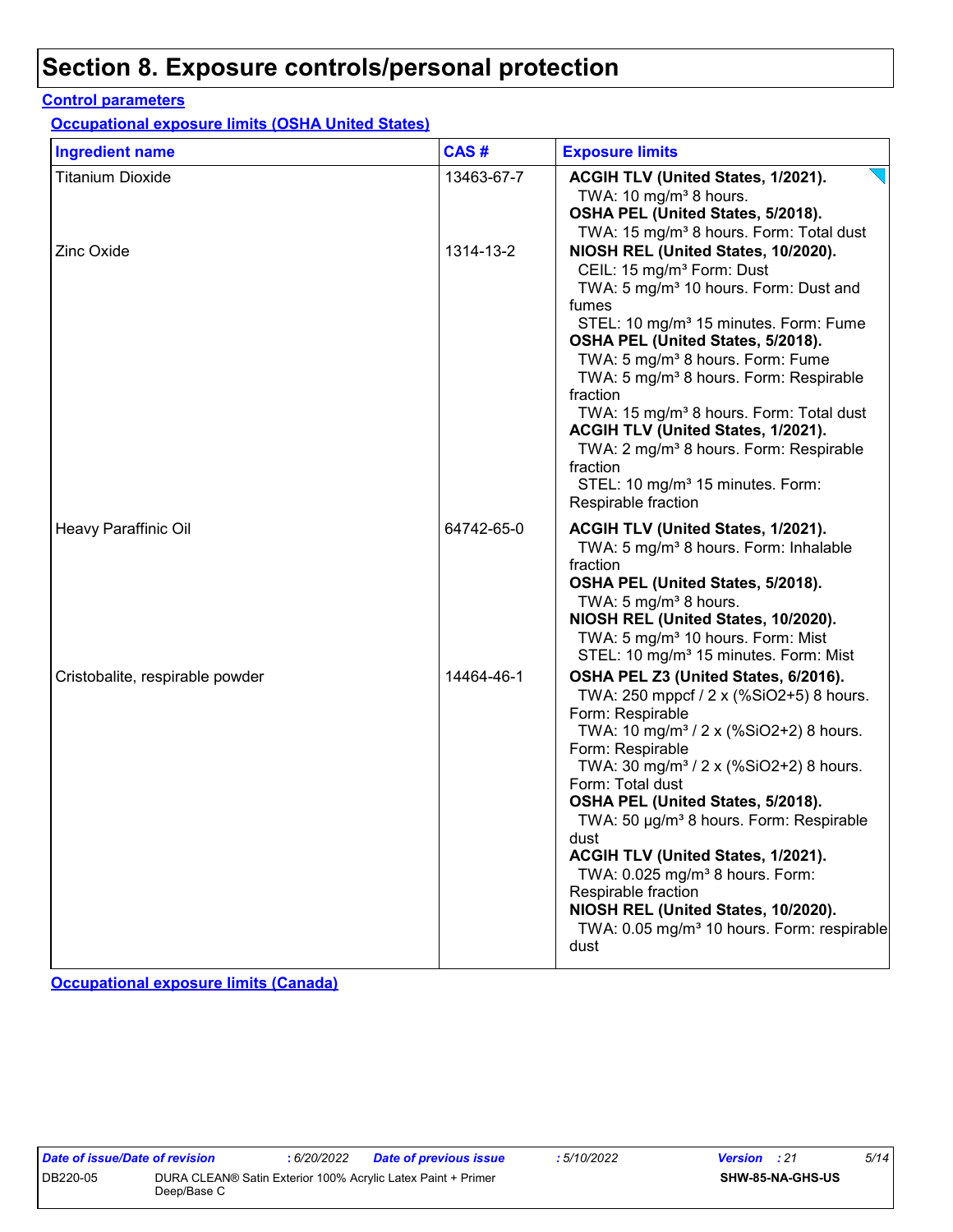# Section 8. Exposure controls/personal protection

**Control parameters**

**Occupational exposure limits (OSHA United States)**

| Ingredient name | CAS # | Exposure limits |
|---|---|---|
| Titanium Dioxide | 13463-67-7 | **ACGIH TLV (United States, 1/2021).**<br>TWA: 10 mg/m³ 8 hours.<br>**OSHA PEL (United States, 5/2018).**<br>TWA: 15 mg/m³ 8 hours. Form: Total dust |
| Zinc Oxide | 1314-13-2 | **NIOSH REL (United States, 10/2020).**<br>CEIL: 15 mg/m³ Form: Dust<br>TWA: 5 mg/m³ 10 hours. Form: Dust and fumes<br>STEL: 10 mg/m³ 15 minutes. Form: Fume<br>**OSHA PEL (United States, 5/2018).**<br>TWA: 5 mg/m³ 8 hours. Form: Fume<br>TWA: 5 mg/m³ 8 hours. Form: Respirable fraction<br>TWA: 15 mg/m³ 8 hours. Form: Total dust<br>**ACGIH TLV (United States, 1/2021).**<br>TWA: 2 mg/m³ 8 hours. Form: Respirable fraction<br>STEL: 10 mg/m³ 15 minutes. Form: Respirable fraction |
| Heavy Paraffinic Oil | 64742-65-0 | **ACGIH TLV (United States, 1/2021).**<br>TWA: 5 mg/m³ 8 hours. Form: Inhalable fraction<br>**OSHA PEL (United States, 5/2018).**<br>TWA: 5 mg/m³ 8 hours.<br>**NIOSH REL (United States, 10/2020).**<br>TWA: 5 mg/m³ 10 hours. Form: Mist<br>STEL: 10 mg/m³ 15 minutes. Form: Mist |
| Cristobalite, respirable powder | 14464-46-1 | **OSHA PEL Z3 (United States, 6/2016).**<br>TWA: 250 mppcf / 2 x (%SiO2+5) 8 hours. Form: Respirable<br>TWA: 10 mg/m³ / 2 x (%SiO2+2) 8 hours. Form: Respirable<br>TWA: 30 mg/m³ / 2 x (%SiO2+2) 8 hours. Form: Total dust<br>**OSHA PEL (United States, 5/2018).**<br>TWA: 50 µg/m³ 8 hours. Form: Respirable dust<br>**ACGIH TLV (United States, 1/2021).**<br>TWA: 0.025 mg/m³ 8 hours. Form: Respirable fraction<br>**NIOSH REL (United States, 10/2020).**<br>TWA: 0.05 mg/m³ 10 hours. Form: respirable dust |

**Occupational exposure limits (Canada)**

| Date of issue/Date of revision | : 6/20/2022 | Date of previous issue | : 5/10/2022 | Version : 21 |
|---|---|---|---|---|
| DB220-05 | DURA CLEAN® Satin Exterior 100% Acrylic Latex Paint + Primer Deep/Base C | | | SHW-85-NA-GHS-US |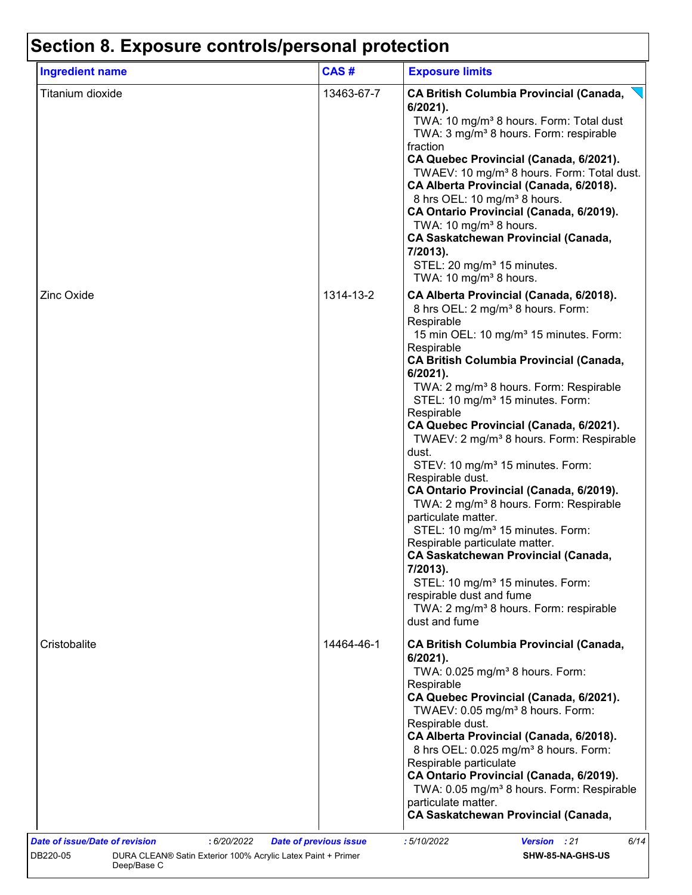# Section 8. Exposure controls/personal protection

| Ingredient name | CAS # | Exposure limits |
| --- | --- | --- |
| Titanium dioxide | 13463-67-7 | **CA British Columbia Provincial (Canada, 6/2021).**<br>TWA: 10 mg/m³ 8 hours. Form: Total dust<br>TWA: 3 mg/m³ 8 hours. Form: respirable fraction<br>**CA Quebec Provincial (Canada, 6/2021).**<br>TWAEV: 10 mg/m³ 8 hours. Form: Total dust.<br>**CA Alberta Provincial (Canada, 6/2018).**<br>8 hrs OEL: 10 mg/m³ 8 hours.<br>**CA Ontario Provincial (Canada, 6/2019).**<br>TWA: 10 mg/m³ 8 hours.<br>**CA Saskatchewan Provincial (Canada, 7/2013).**<br>STEL: 20 mg/m³ 15 minutes.<br>TWA: 10 mg/m³ 8 hours. |
| Zinc Oxide | 1314-13-2 | **CA Alberta Provincial (Canada, 6/2018).**<br>8 hrs OEL: 2 mg/m³ 8 hours. Form: Respirable<br>15 min OEL: 10 mg/m³ 15 minutes. Form: Respirable<br>**CA British Columbia Provincial (Canada, 6/2021).**<br>TWA: 2 mg/m³ 8 hours. Form: Respirable<br>STEL: 10 mg/m³ 15 minutes. Form: Respirable<br>**CA Quebec Provincial (Canada, 6/2021).**<br>TWAEV: 2 mg/m³ 8 hours. Form: Respirable dust.<br>STEV: 10 mg/m³ 15 minutes. Form: Respirable dust.<br>**CA Ontario Provincial (Canada, 6/2019).**<br>TWA: 2 mg/m³ 8 hours. Form: Respirable particulate matter.<br>STEL: 10 mg/m³ 15 minutes. Form: Respirable particulate matter.<br>**CA Saskatchewan Provincial (Canada, 7/2013).**<br>STEL: 10 mg/m³ 15 minutes. Form: respirable dust and fume<br>TWA: 2 mg/m³ 8 hours. Form: respirable dust and fume |
| Cristobalite | 14464-46-1 | **CA British Columbia Provincial (Canada, 6/2021).**<br>TWA: 0.025 mg/m³ 8 hours. Form: Respirable<br>**CA Quebec Provincial (Canada, 6/2021).**<br>TWAEV: 0.05 mg/m³ 8 hours. Form: Respirable dust.<br>**CA Alberta Provincial (Canada, 6/2018).**<br>8 hrs OEL: 0.025 mg/m³ 8 hours. Form: Respirable particulate<br>**CA Ontario Provincial (Canada, 6/2019).**<br>TWA: 0.05 mg/m³ 8 hours. Form: Respirable particulate matter.<br>**CA Saskatchewan Provincial (Canada,** |

*Date of issue/Date of revision* : 6/20/2022 *Date of previous issue* : 5/10/2022 *Version* : 21

DB220-05 DURA CLEAN® Satin Exterior 100% Acrylic Latex Paint + Primer Deep/Base C SHW-85-NA-GHS-US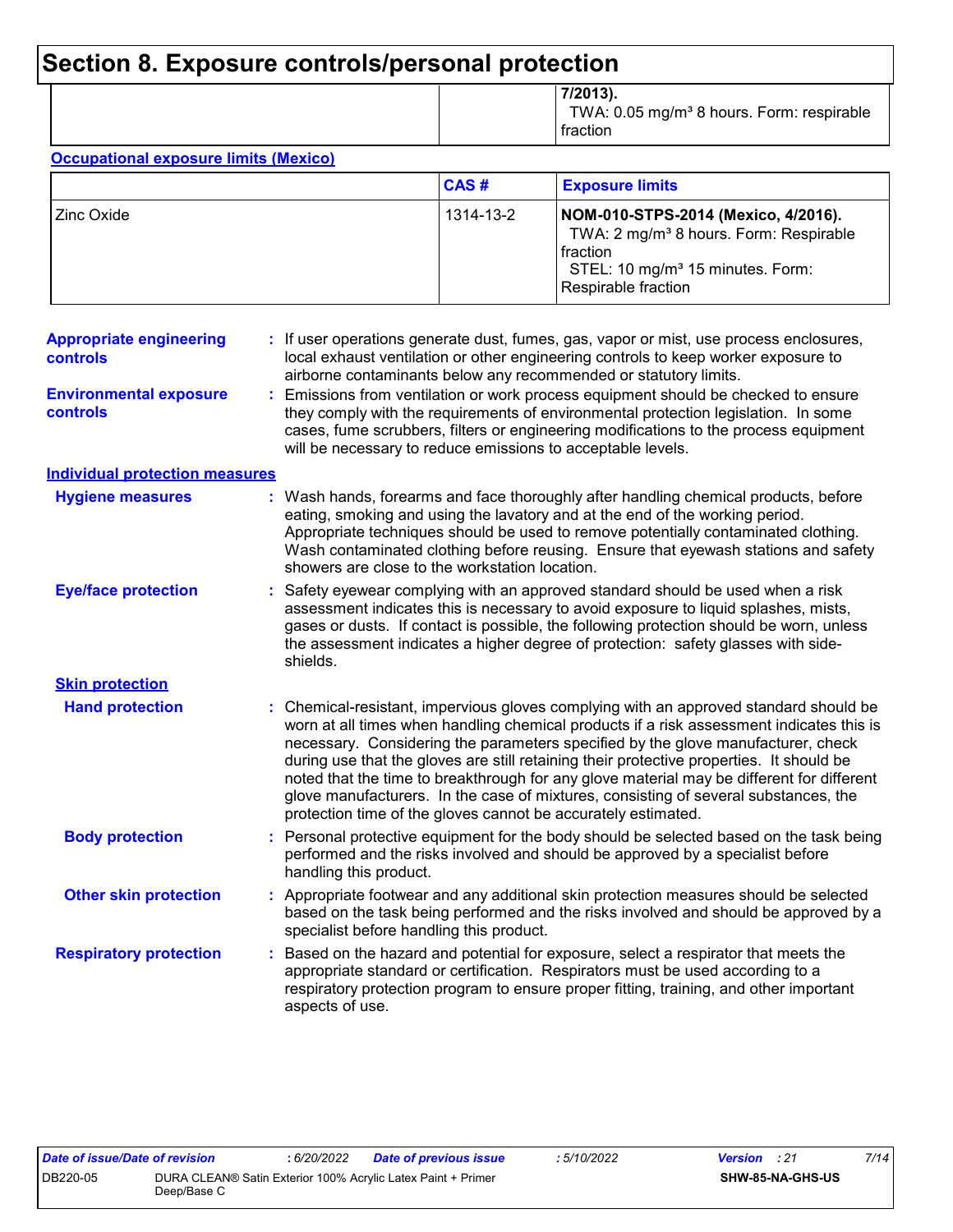# Section 8. Exposure controls/personal protection

| | | |
|---|---|---|
| | | **7/2013).** TWA: 0.05 mg/m³ 8 hours. Form: respirable fraction |

**Occupational exposure limits (Mexico)**

| | CAS # | Exposure limits |
|---|---|---|
| Zinc Oxide | 1314-13-2 | **NOM-010-STPS-2014 (Mexico, 4/2016).** TWA: 2 mg/m³ 8 hours. Form: Respirable fraction STEL: 10 mg/m³ 15 minutes. Form: Respirable fraction |

**Appropriate engineering controls** : If user operations generate dust, fumes, gas, vapor or mist, use process enclosures, local exhaust ventilation or other engineering controls to keep worker exposure to airborne contaminants below any recommended or statutory limits.

**Environmental exposure controls** : Emissions from ventilation or work process equipment should be checked to ensure they comply with the requirements of environmental protection legislation. In some cases, fume scrubbers, filters or engineering modifications to the process equipment will be necessary to reduce emissions to acceptable levels.

**Individual protection measures**

**Hygiene measures** : Wash hands, forearms and face thoroughly after handling chemical products, before eating, smoking and using the lavatory and at the end of the working period. Appropriate techniques should be used to remove potentially contaminated clothing. Wash contaminated clothing before reusing. Ensure that eyewash stations and safety showers are close to the workstation location.

**Eye/face protection** : Safety eyewear complying with an approved standard should be used when a risk assessment indicates this is necessary to avoid exposure to liquid splashes, mists, gases or dusts. If contact is possible, the following protection should be worn, unless the assessment indicates a higher degree of protection: safety glasses with side-shields.

**Skin protection**

**Hand protection** : Chemical-resistant, impervious gloves complying with an approved standard should be worn at all times when handling chemical products if a risk assessment indicates this is necessary. Considering the parameters specified by the glove manufacturer, check during use that the gloves are still retaining their protective properties. It should be noted that the time to breakthrough for any glove material may be different for different glove manufacturers. In the case of mixtures, consisting of several substances, the protection time of the gloves cannot be accurately estimated.

**Body protection** : Personal protective equipment for the body should be selected based on the task being performed and the risks involved and should be approved by a specialist before handling this product.

**Other skin protection** : Appropriate footwear and any additional skin protection measures should be selected based on the task being performed and the risks involved and should be approved by a specialist before handling this product.

**Respiratory protection** : Based on the hazard and potential for exposure, select a respirator that meets the appropriate standard or certification. Respirators must be used according to a respiratory protection program to ensure proper fitting, training, and other important aspects of use.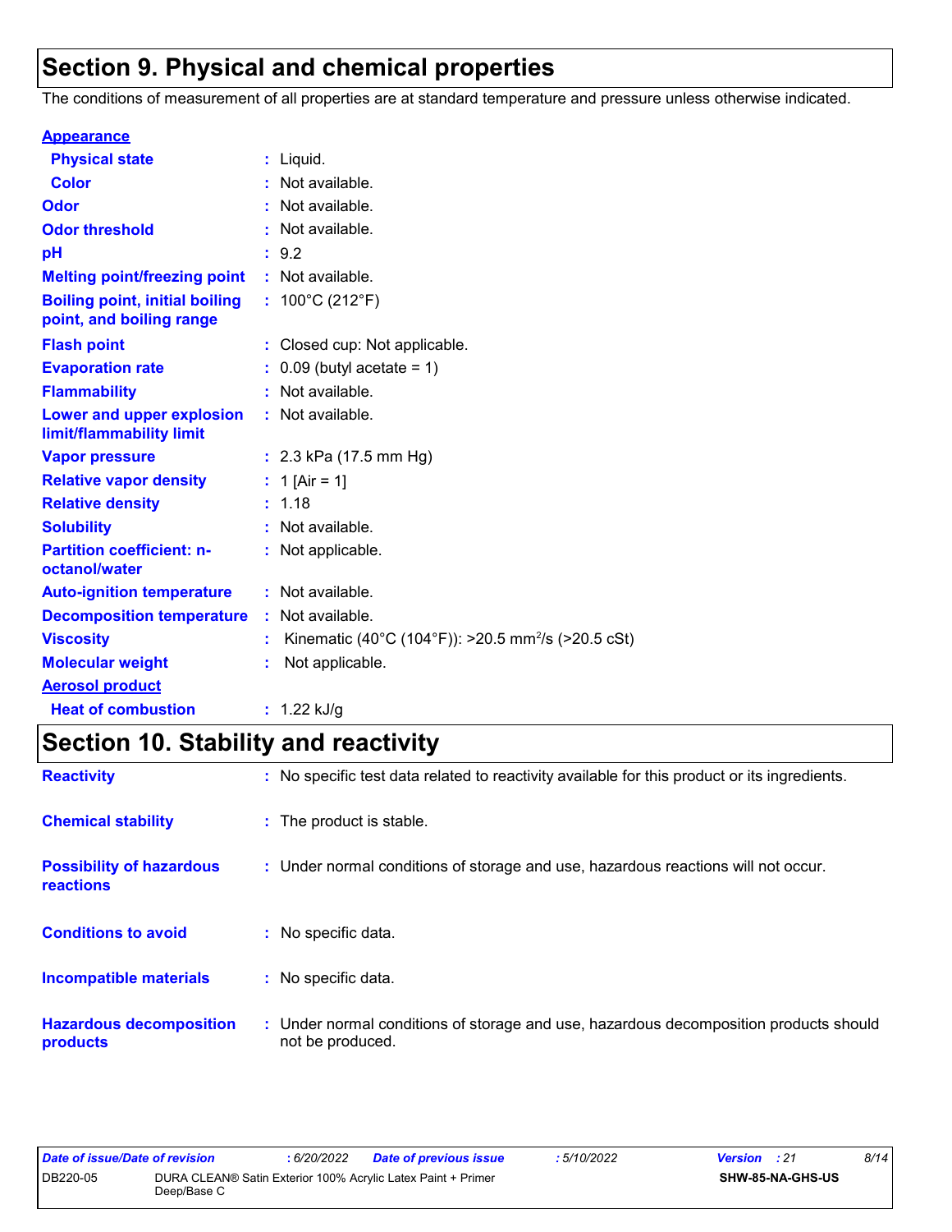# Section 9. Physical and chemical properties

The conditions of measurement of all properties are at standard temperature and pressure unless otherwise indicated.

| Property | Value |
|---|---|
| **Appearance** | |
| Physical state | Liquid. |
| Color | Not available. |
| Odor | Not available. |
| Odor threshold | Not available. |
| pH | 9.2 |
| Melting point/freezing point | Not available. |
| Boiling point, initial boiling point, and boiling range | 100°C (212°F) |
| Flash point | Closed cup: Not applicable. |
| Evaporation rate | 0.09 (butyl acetate = 1) |
| Flammability | Not available. |
| Lower and upper explosion limit/flammability limit | Not available. |
| Vapor pressure | 2.3 kPa (17.5 mm Hg) |
| Relative vapor density | 1 [Air = 1] |
| Relative density | 1.18 |
| Solubility | Not available. |
| Partition coefficient: n-octanol/water | Not applicable. |
| Auto-ignition temperature | Not available. |
| Decomposition temperature | Not available. |
| Viscosity | Kinematic (40°C (104°F)): >20.5 $mm^2/s$ (>20.5 cSt) |
| Molecular weight | Not applicable. |
| **Aerosol product** | |
| Heat of combustion | 1.22 kJ/g |

# Section 10. Stability and reactivity

| Property | Value |
|---|---|
| Reactivity | No specific test data related to reactivity available for this product or its ingredients. |
| Chemical stability | The product is stable. |
| Possibility of hazardous reactions | Under normal conditions of storage and use, hazardous reactions will not occur. |
| Conditions to avoid | No specific data. |
| Incompatible materials | No specific data. |
| Hazardous decomposition products | Under normal conditions of storage and use, hazardous decomposition products should not be produced. |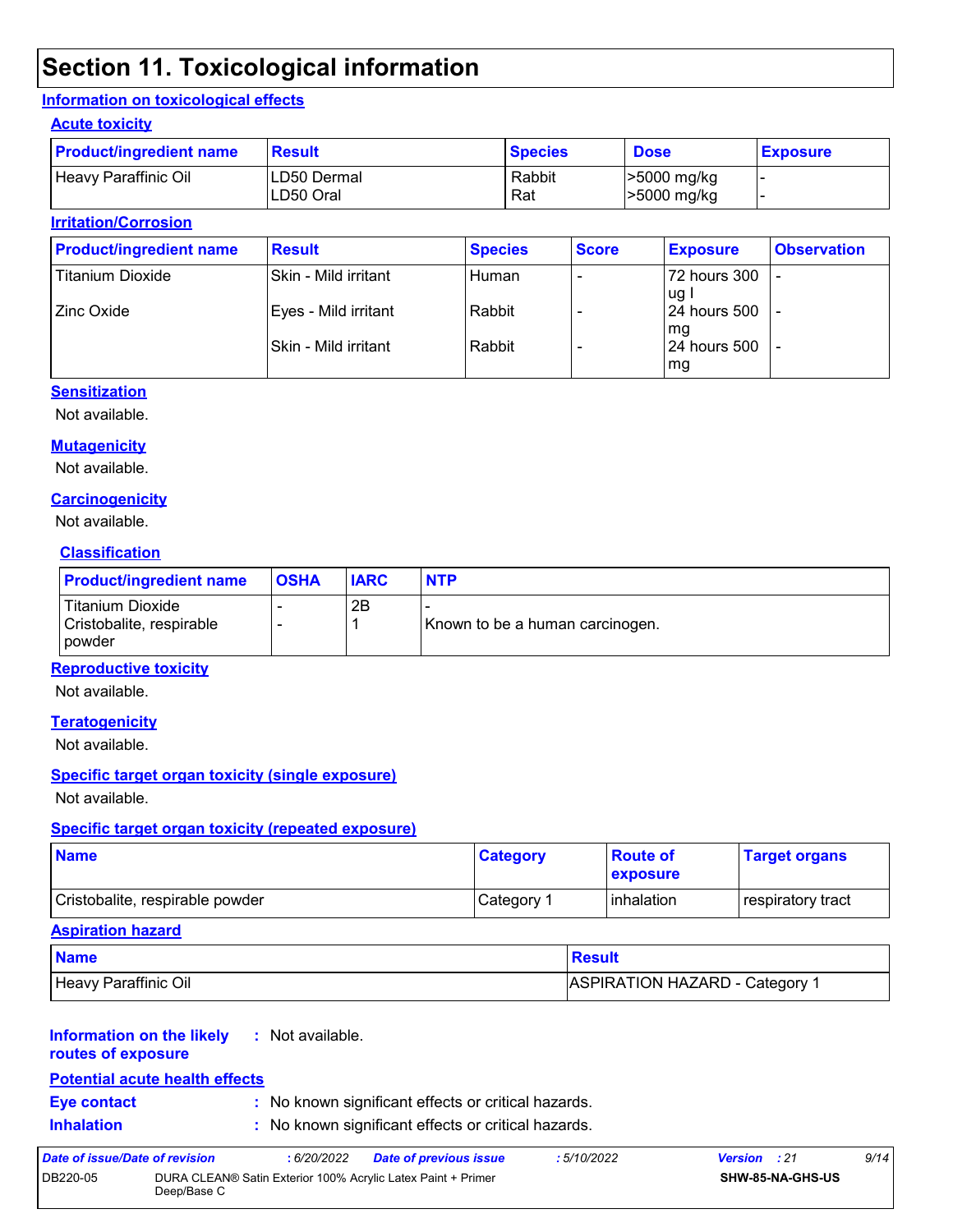# Section 11. Toxicological information

## Information on toxicological effects

### Acute toxicity

| Product/ingredient name | Result | Species | Dose | Exposure |
|---|---|---|---|---|
| Heavy Paraffinic Oil | LD50 Dermal<br>LD50 Oral | Rabbit<br>Rat | >5000 mg/kg<br>>5000 mg/kg | -<br>- |

### Irritation/Corrosion

| Product/ingredient name | Result | Species | Score | Exposure | Observation |
|---|---|---|---|---|---|
| Titanium Dioxide | Skin - Mild irritant | Human | - | 72 hours 300 ug I | - |
| Zinc Oxide | Eyes - Mild irritant | Rabbit | - | 24 hours 500 mg | - |
| | Skin - Mild irritant | Rabbit | - | 24 hours 500 mg | - |

### Sensitization

Not available.

### Mutagenicity

Not available.

### Carcinogenicity

Not available.

### Classification

| Product/ingredient name | OSHA | IARC | NTP |
|---|---|---|---|
| Titanium Dioxide | - | 2B | - |
| Cristobalite, respirable powder | - | 1 | Known to be a human carcinogen. |

### Reproductive toxicity

Not available.

### Teratogenicity

Not available.

### Specific target organ toxicity (single exposure)

Not available.

### Specific target organ toxicity (repeated exposure)

| Name | Category | Route of exposure | Target organs |
|---|---|---|---|
| Cristobalite, respirable powder | Category 1 | inhalation | respiratory tract |

### Aspiration hazard

| Name | Result |
|---|---|
| Heavy Paraffinic Oil | ASPIRATION HAZARD - Category 1 |

**Information on the likely routes of exposure** : Not available.

### Potential acute health effects

**Eye contact** : No known significant effects or critical hazards.

**Inhalation** : No known significant effects or critical hazards.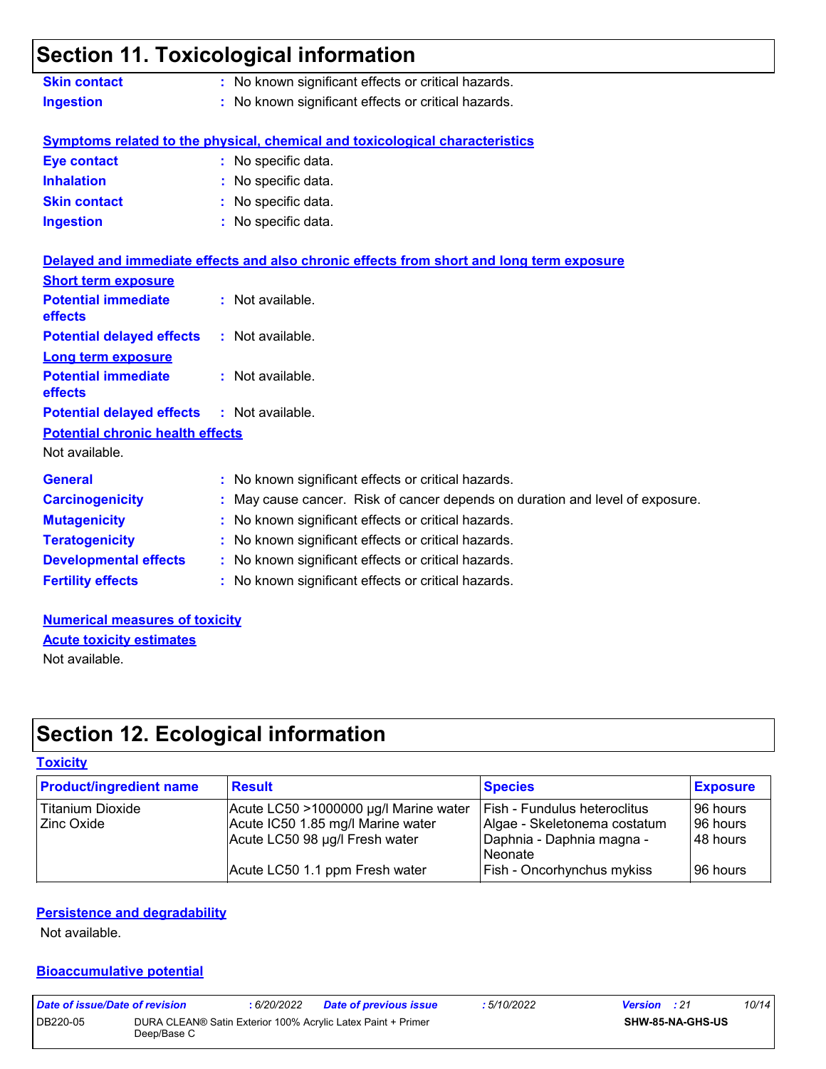## Section 11. Toxicological information

**Skin contact** : No known significant effects or critical hazards.

**Ingestion** : No known significant effects or critical hazards.

**Symptoms related to the physical, chemical and toxicological characteristics**

**Eye contact** : No specific data.

**Inhalation** : No specific data.

**Skin contact** : No specific data.

**Ingestion** : No specific data.

**Delayed and immediate effects and also chronic effects from short and long term exposure**

**Short term exposure**

**Potential immediate effects** : Not available.

**Potential delayed effects** : Not available.

**Long term exposure**

**Potential immediate effects** : Not available.

**Potential delayed effects** : Not available.

**Potential chronic health effects**

Not available.

**General** : No known significant effects or critical hazards.

**Carcinogenicity** : May cause cancer. Risk of cancer depends on duration and level of exposure.

**Mutagenicity** : No known significant effects or critical hazards.

**Teratogenicity** : No known significant effects or critical hazards.

**Developmental effects** : No known significant effects or critical hazards.

**Fertility effects** : No known significant effects or critical hazards.

**Numerical measures of toxicity**

**Acute toxicity estimates**

Not available.

## Section 12. Ecological information

**Toxicity**

| Product/ingredient name | Result | Species | Exposure |
|---|---|---|---|
| Titanium Dioxide | Acute LC50 >1000000 µg/l Marine water | Fish - Fundulus heteroclitus | 96 hours |
| Zinc Oxide | Acute IC50 1.85 mg/l Marine water | Algae - Skeletonema costatum | 96 hours |
| | Acute LC50 98 µg/l Fresh water | Daphnia - Daphnia magna - Neonate | 48 hours |
| | Acute LC50 1.1 ppm Fresh water | Fish - Oncorhynchus mykiss | 96 hours |

**Persistence and degradability**

Not available.

**Bioaccumulative potential**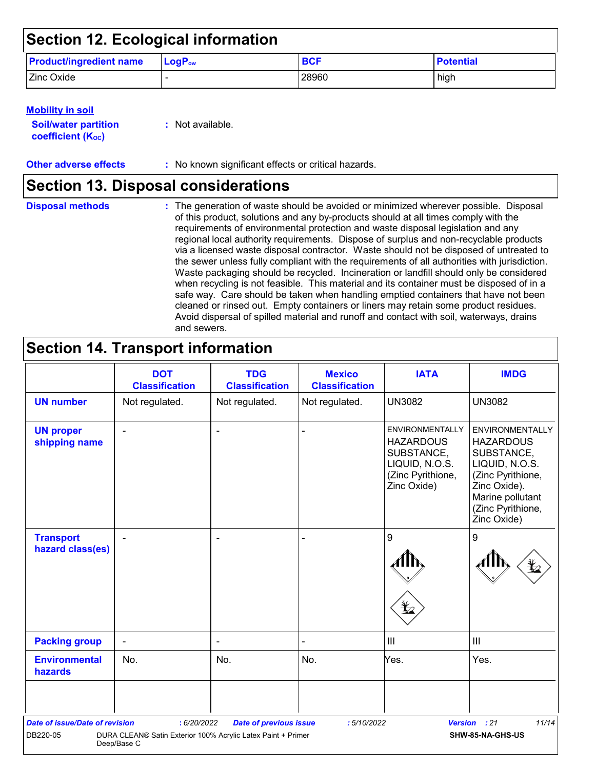## Section 12. Ecological information

| Product/ingredient name | $LogP_{ow}$ | BCF | Potential |
|---|---|---|---|
| Zinc Oxide | - | 28960 | high |

### Mobility in soil

**Soil/water partition coefficient ($K_{OC}$)** : Not available.

**Other adverse effects** : No known significant effects or critical hazards.

## Section 13. Disposal considerations

**Disposal methods** : The generation of waste should be avoided or minimized wherever possible. Disposal of this product, solutions and any by-products should at all times comply with the requirements of environmental protection and waste disposal legislation and any regional local authority requirements. Dispose of surplus and non-recyclable products via a licensed waste disposal contractor. Waste should not be disposed of untreated to the sewer unless fully compliant with the requirements of all authorities with jurisdiction. Waste packaging should be recycled. Incineration or landfill should only be considered when recycling is not feasible. This material and its container must be disposed of in a safe way. Care should be taken when handling emptied containers that have not been cleaned or rinsed out. Empty containers or liners may retain some product residues. Avoid dispersal of spilled material and runoff and contact with soil, waterways, drains and sewers.

## Section 14. Transport information

| | DOT Classification | TDG Classification | Mexico Classification | IATA | IMDG |
|---|---|---|---|---|---|
| UN number | Not regulated. | Not regulated. | Not regulated. | UN3082 | UN3082 |
| UN proper shipping name | - | - | - | ENVIRONMENTALLY HAZARDOUS SUBSTANCE, LIQUID, N.O.S. (Zinc Pyrithione, Zinc Oxide) | ENVIRONMENTALLY HAZARDOUS SUBSTANCE, LIQUID, N.O.S. (Zinc Pyrithione, Zinc Oxide). Marine pollutant (Zinc Pyrithione, Zinc Oxide) |
| Transport hazard class(es) | - | - | - | 9 | 9 |
| Packing group | - | - | - | III | III |
| Environmental hazards | No. | No. | No. | Yes. | Yes. |
| | | | | | |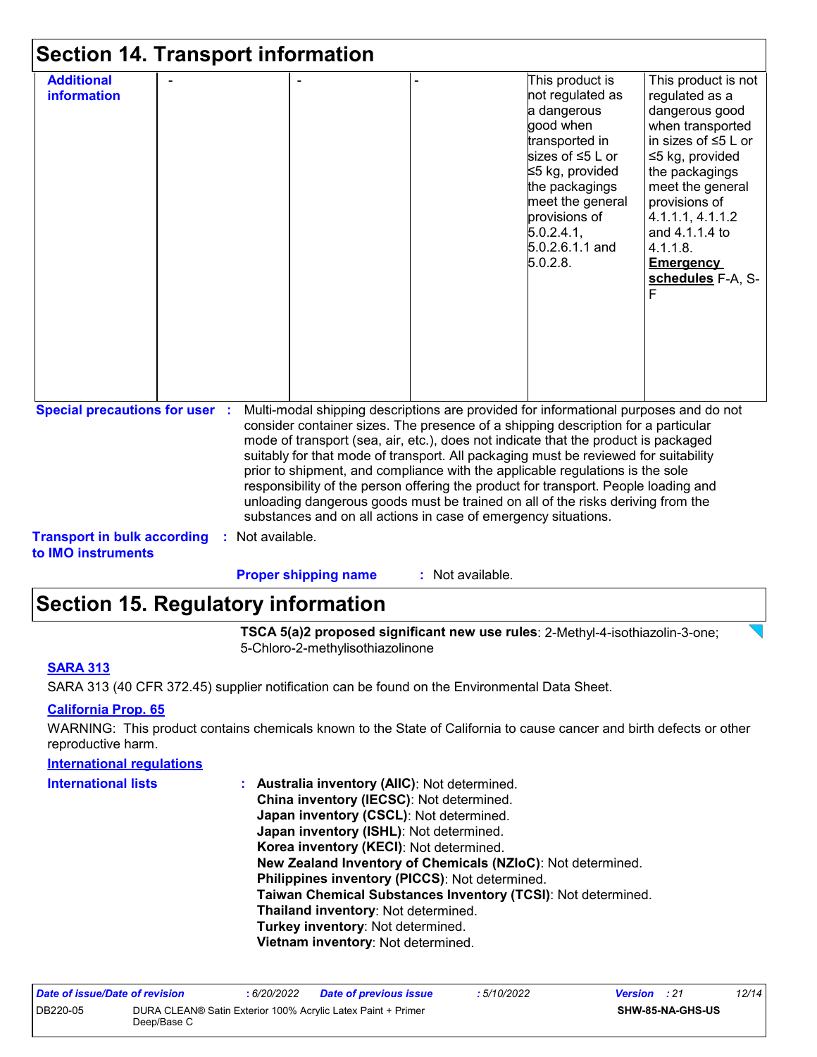## Section 14. Transport information

| Additional information | - | - | - | This product is not regulated as a dangerous good when transported in sizes of ≤5 L or ≤5 kg, provided the packagings meet the general provisions of 5.0.2.4.1, 5.0.2.6.1.1 and 5.0.2.8. | This product is not regulated as a dangerous good when transported in sizes of ≤5 L or ≤5 kg, provided the packagings meet the general provisions of 4.1.1.1, 4.1.1.2 and 4.1.1.4 to 4.1.1.8. **Emergency schedules** F-A, S-F |
|---|---|---|---|---|---|

**Special precautions for user** : Multi-modal shipping descriptions are provided for informational purposes and do not consider container sizes. The presence of a shipping description for a particular mode of transport (sea, air, etc.), does not indicate that the product is packaged suitably for that mode of transport. All packaging must be reviewed for suitability prior to shipment, and compliance with the applicable regulations is the sole responsibility of the person offering the product for transport. People loading and unloading dangerous goods must be trained on all of the risks deriving from the substances and on all actions in case of emergency situations.

**Transport in bulk according to IMO instruments** : Not available.

**Proper shipping name** : Not available.

## Section 15. Regulatory information

**TSCA 5(a)2 proposed significant new use rules**: 2-Methyl-4-isothiazolin-3-one; 5-Chloro-2-methylisothiazolinone

**SARA 313**

SARA 313 (40 CFR 372.45) supplier notification can be found on the Environmental Data Sheet.

**California Prop. 65**

WARNING: This product contains chemicals known to the State of California to cause cancer and birth defects or other reproductive harm.

**International regulations**

**International lists** :
- **Australia inventory (AIIC)**: Not determined.
- **China inventory (IECSC)**: Not determined.
- **Japan inventory (CSCL)**: Not determined.
- **Japan inventory (ISHL)**: Not determined.
- **Korea inventory (KECI)**: Not determined.
- **New Zealand Inventory of Chemicals (NZIoC)**: Not determined.
- **Philippines inventory (PICCS)**: Not determined.
- **Taiwan Chemical Substances Inventory (TCSI)**: Not determined.
- **Thailand inventory**: Not determined.
- **Turkey inventory**: Not determined.
- **Vietnam inventory**: Not determined.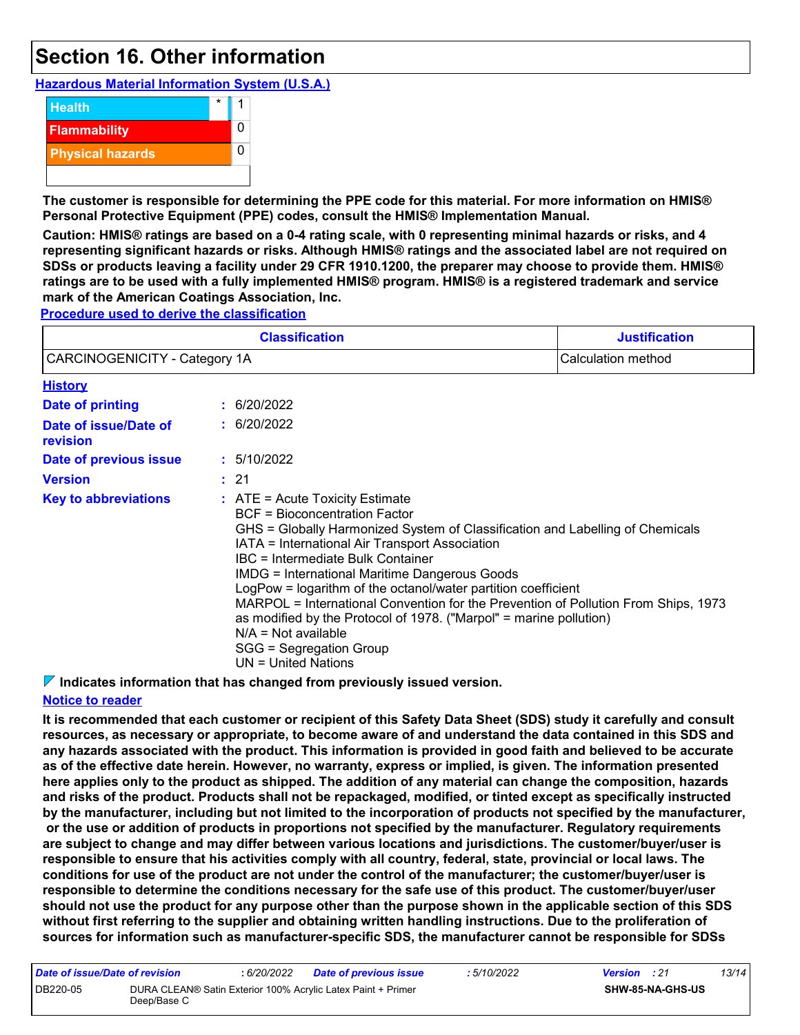# Section 16. Other information

**Hazardous Material Information System (U.S.A.)**

| | | |
|---|---|---|
| Health | * | 1 |
| Flammability | | 0 |
| Physical hazards | | 0 |

**The customer is responsible for determining the PPE code for this material. For more information on HMIS® Personal Protective Equipment (PPE) codes, consult the HMIS® Implementation Manual.**

**Caution: HMIS® ratings are based on a 0-4 rating scale, with 0 representing minimal hazards or risks, and 4 representing significant hazards or risks. Although HMIS® ratings and the associated label are not required on SDSs or products leaving a facility under 29 CFR 1910.1200, the preparer may choose to provide them. HMIS® ratings are to be used with a fully implemented HMIS® program. HMIS® is a registered trademark and service mark of the American Coatings Association, Inc.**

**Procedure used to derive the classification**

| Classification | Justification |
|---|---|
| CARCINOGENICITY - Category 1A | Calculation method |

**History**

**Date of printing** : 6/20/2022

**Date of issue/Date of revision** : 6/20/2022

**Date of previous issue** : 5/10/2022

**Version** : 21

**Key to abbreviations** : ATE = Acute Toxicity Estimate
BCF = Bioconcentration Factor
GHS = Globally Harmonized System of Classification and Labelling of Chemicals
IATA = International Air Transport Association
IBC = Intermediate Bulk Container
IMDG = International Maritime Dangerous Goods
LogPow = logarithm of the octanol/water partition coefficient
MARPOL = International Convention for the Prevention of Pollution From Ships, 1973 as modified by the Protocol of 1978. ("Marpol" = marine pollution)
N/A = Not available
SGG = Segregation Group
UN = United Nations

**Indicates information that has changed from previously issued version.**

**Notice to reader**

**It is recommended that each customer or recipient of this Safety Data Sheet (SDS) study it carefully and consult resources, as necessary or appropriate, to become aware of and understand the data contained in this SDS and any hazards associated with the product. This information is provided in good faith and believed to be accurate as of the effective date herein. However, no warranty, express or implied, is given. The information presented here applies only to the product as shipped. The addition of any material can change the composition, hazards and risks of the product. Products shall not be repackaged, modified, or tinted except as specifically instructed by the manufacturer, including but not limited to the incorporation of products not specified by the manufacturer, or the use or addition of products in proportions not specified by the manufacturer. Regulatory requirements are subject to change and may differ between various locations and jurisdictions. The customer/buyer/user is responsible to ensure that his activities comply with all country, federal, state, provincial or local laws. The conditions for use of the product are not under the control of the manufacturer; the customer/buyer/user is responsible to determine the conditions necessary for the safe use of this product. The customer/buyer/user should not use the product for any purpose other than the purpose shown in the applicable section of this SDS without first referring to the supplier and obtaining written handling instructions. Due to the proliferation of sources for information such as manufacturer-specific SDS, the manufacturer cannot be responsible for SDSs**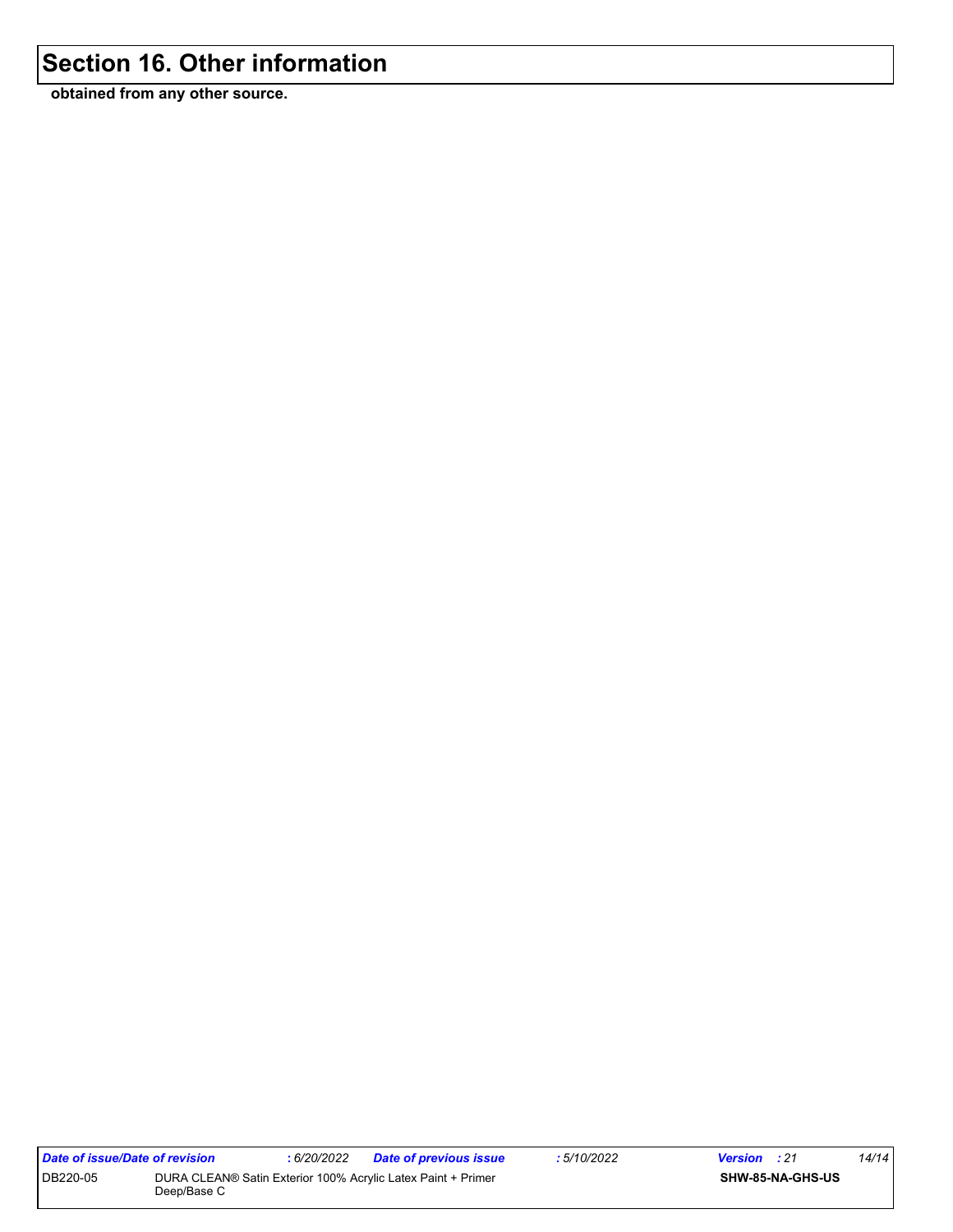## Section 16. Other information

**obtained from any other source.**